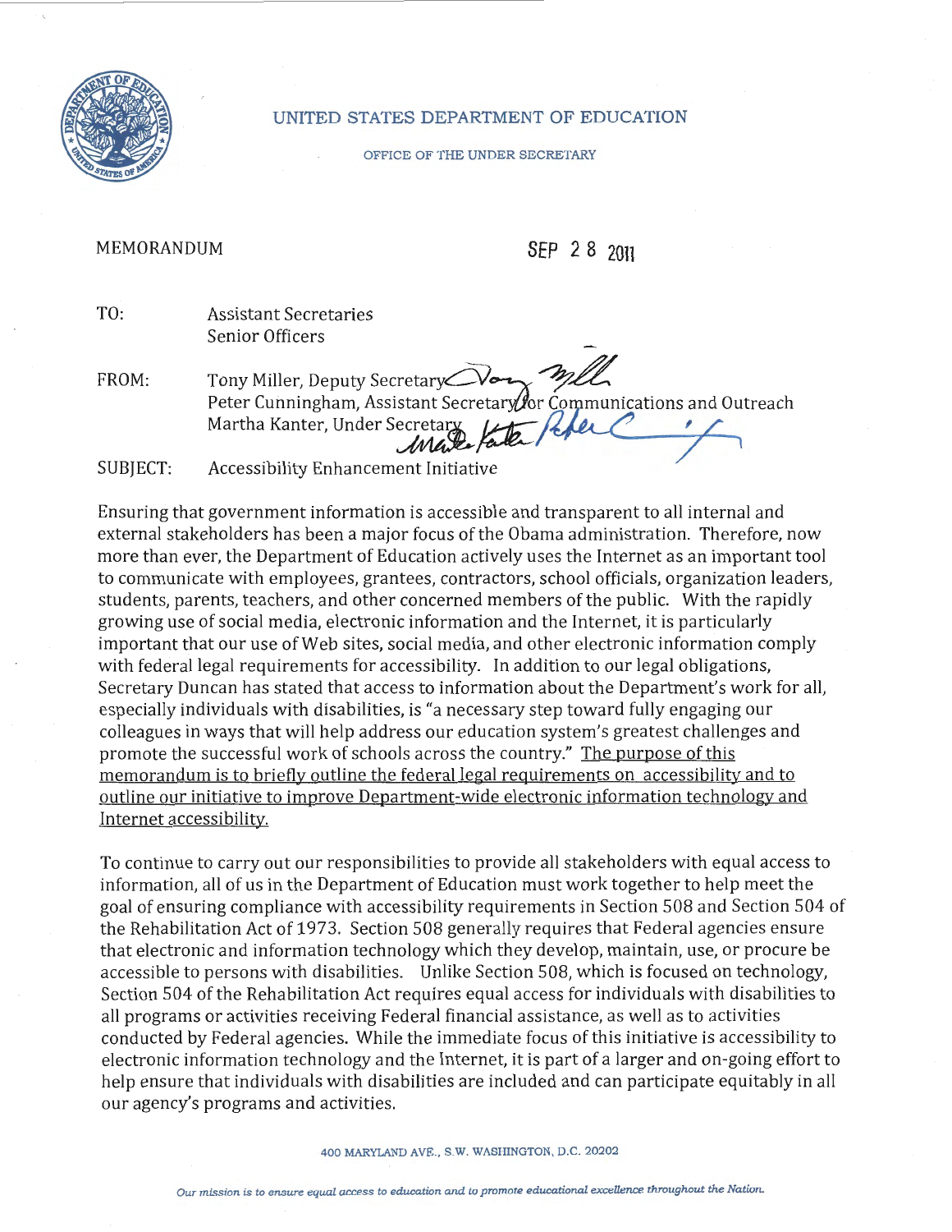UNITED STATES DEPARTMENT OF EDUCATION

OFFICE OF THE UNDER SECRETARY

MEMORANDUM

SEP 2 8 2011

TO: Assistant Secretaries
Senior Officers

FROM: Tony Miller, Deputy Secretary
Peter Cunningham, Assistant Secretary for Communications and Outreach
Martha Kanter, Under Secretary

SUBJECT: Accessibility Enhancement Initiative

Ensuring that government information is accessible and transparent to all internal and external stakeholders has been a major focus of the Obama administration. Therefore, now more than ever, the Department of Education actively uses the Internet as an important tool to communicate with employees, grantees, contractors, school officials, organization leaders, students, parents, teachers, and other concerned members of the public. With the rapidly growing use of social media, electronic information and the Internet, it is particularly important that our use of Web sites, social media, and other electronic information comply with federal legal requirements for accessibility. In addition to our legal obligations, Secretary Duncan has stated that access to information about the Department's work for all, especially individuals with disabilities, is "a necessary step toward fully engaging our colleagues in ways that will help address our education system's greatest challenges and promote the successful work of schools across the country." The purpose of this memorandum is to briefly outline the federal legal requirements on accessibility and to outline our initiative to improve Department-wide electronic information technology and Internet accessibility.

To continue to carry out our responsibilities to provide all stakeholders with equal access to information, all of us in the Department of Education must work together to help meet the goal of ensuring compliance with accessibility requirements in Section 508 and Section 504 of the Rehabilitation Act of 1973. Section 508 generally requires that Federal agencies ensure that electronic and information technology which they develop, maintain, use, or procure be accessible to persons with disabilities. Unlike Section 508, which is focused on technology, Section 504 of the Rehabilitation Act requires equal access for individuals with disabilities to all programs or activities receiving Federal financial assistance, as well as to activities conducted by Federal agencies. While the immediate focus of this initiative is accessibility to electronic information technology and the Internet, it is part of a larger and on-going effort to help ensure that individuals with disabilities are included and can participate equitably in all our agency's programs and activities.

400 MARYLAND AVE., S.W. WASHINGTON, D.C. 20202

*Our mission is to ensure equal access to education and to promote educational excellence throughout the Nation.*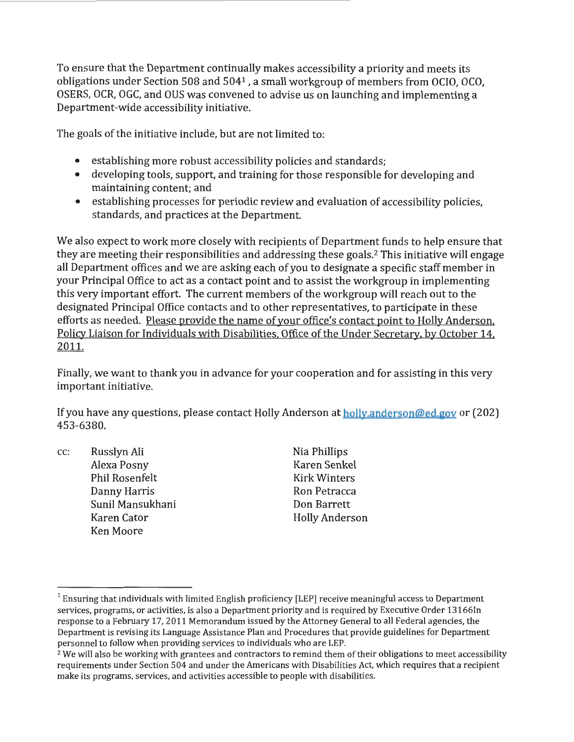To ensure that the Department continually makes accessibility a priority and meets its obligations under Section 508 and 504[1] , a small workgroup of members from OCIO, OCO, OSERS, OCR, OGC, and OUS was convened to advise us on launching and implementing a Department-wide accessibility initiative.

The goals of the initiative include, but are not limited to:

- establishing more robust accessibility policies and standards;
- developing tools, support, and training for those responsible for developing and maintaining content; and
- establishing processes for periodic review and evaluation of accessibility policies, standards, and practices at the Department.

We also expect to work more closely with recipients of Department funds to help ensure that they are meeting their responsibilities and addressing these goals.[2] This initiative will engage all Department offices and we are asking each of you to designate a specific staff member in your Principal Office to act as a contact point and to assist the workgroup in implementing this very important effort. The current members of the workgroup will reach out to the designated Principal Office contacts and to other representatives, to participate in these efforts as needed. <u>Please provide the name of your office's contact point to Holly Anderson, Policy Liaison for Individuals with Disabilities, Office of the Under Secretary, by October 14, 2011.</u>

Finally, we want to thank you in advance for your cooperation and for assisting in this very important initiative.

If you have any questions, please contact Holly Anderson at holly.anderson@ed.gov or (202) 453-6380.

cc: Russlyn Ali
Alexa Posny
Phil Rosenfelt
Danny Harris
Sunil Mansukhani
Karen Cator
Ken Moore
Nia Phillips
Karen Senkel
Kirk Winters
Ron Petracca
Don Barrett
Holly Anderson

---

[1] Ensuring that individuals with limited English proficiency [LEP] receive meaningful access to Department services, programs, or activities, is also a Department priority and is required by Executive Order 13166In response to a February 17, 2011 Memorandum issued by the Attorney General to all Federal agencies, the Department is revising its Language Assistance Plan and Procedures that provide guidelines for Department personnel to follow when providing services to individuals who are LEP.

[2] We will also be working with grantees and contractors to remind them of their obligations to meet accessibility requirements under Section 504 and under the Americans with Disabilities Act, which requires that a recipient make its programs, services, and activities accessible to people with disabilities.